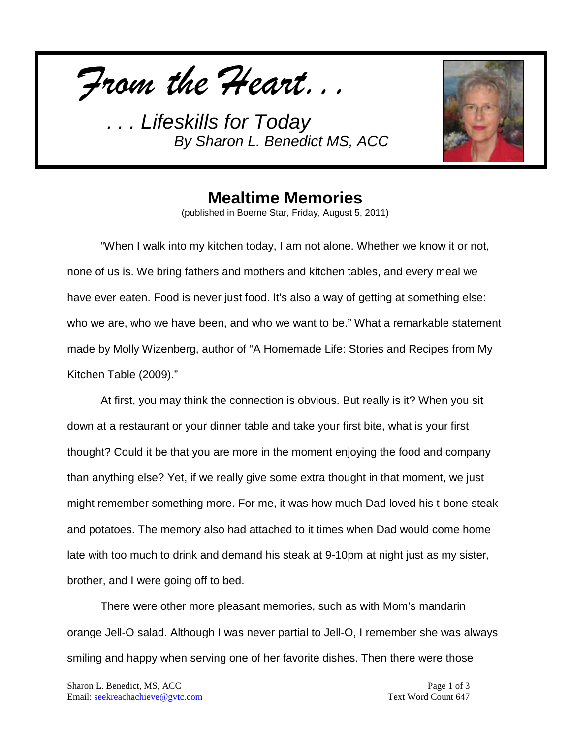*From the Heart. . .*

*. . . Lifeskills for Today*
*By Sharon L. Benedict MS, ACC*

## Mealtime Memories

(published in Boerne Star, Friday, August 5, 2011)

"When I walk into my kitchen today, I am not alone. Whether we know it or not, none of us is. We bring fathers and mothers and kitchen tables, and every meal we have ever eaten. Food is never just food. It's also a way of getting at something else: who we are, who we have been, and who we want to be." What a remarkable statement made by Molly Wizenberg, author of "A Homemade Life: Stories and Recipes from My Kitchen Table (2009)."

At first, you may think the connection is obvious. But really is it? When you sit down at a restaurant or your dinner table and take your first bite, what is your first thought? Could it be that you are more in the moment enjoying the food and company than anything else? Yet, if we really give some extra thought in that moment, we just might remember something more. For me, it was how much Dad loved his t-bone steak and potatoes. The memory also had attached to it times when Dad would come home late with too much to drink and demand his steak at 9-10pm at night just as my sister, brother, and I were going off to bed.

There were other more pleasant memories, such as with Mom's mandarin orange Jell-O salad. Although I was never partial to Jell-O, I remember she was always smiling and happy when serving one of her favorite dishes. Then there were those

Sharon L. Benedict, MS, ACC
Email: seekreachachieve@gvtc.com

Text Word Count 647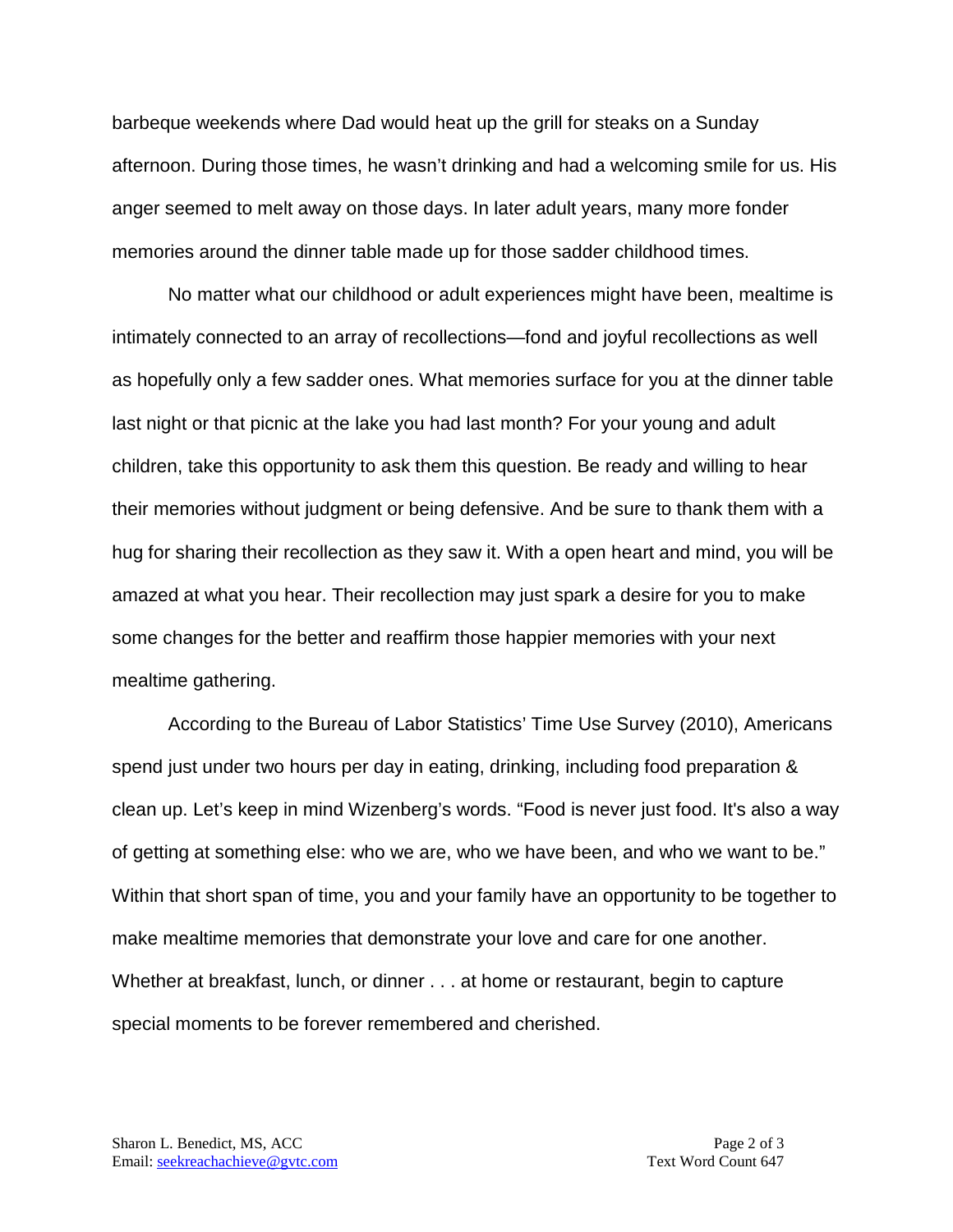barbeque weekends where Dad would heat up the grill for steaks on a Sunday afternoon. During those times, he wasn't drinking and had a welcoming smile for us. His anger seemed to melt away on those days. In later adult years, many more fonder memories around the dinner table made up for those sadder childhood times.

No matter what our childhood or adult experiences might have been, mealtime is intimately connected to an array of recollections—fond and joyful recollections as well as hopefully only a few sadder ones. What memories surface for you at the dinner table last night or that picnic at the lake you had last month? For your young and adult children, take this opportunity to ask them this question. Be ready and willing to hear their memories without judgment or being defensive. And be sure to thank them with a hug for sharing their recollection as they saw it. With a open heart and mind, you will be amazed at what you hear. Their recollection may just spark a desire for you to make some changes for the better and reaffirm those happier memories with your next mealtime gathering.

According to the Bureau of Labor Statistics' Time Use Survey (2010), Americans spend just under two hours per day in eating, drinking, including food preparation & clean up. Let's keep in mind Wizenberg's words. "Food is never just food. It's also a way of getting at something else: who we are, who we have been, and who we want to be." Within that short span of time, you and your family have an opportunity to be together to make mealtime memories that demonstrate your love and care for one another. Whether at breakfast, lunch, or dinner . . . at home or restaurant, begin to capture special moments to be forever remembered and cherished.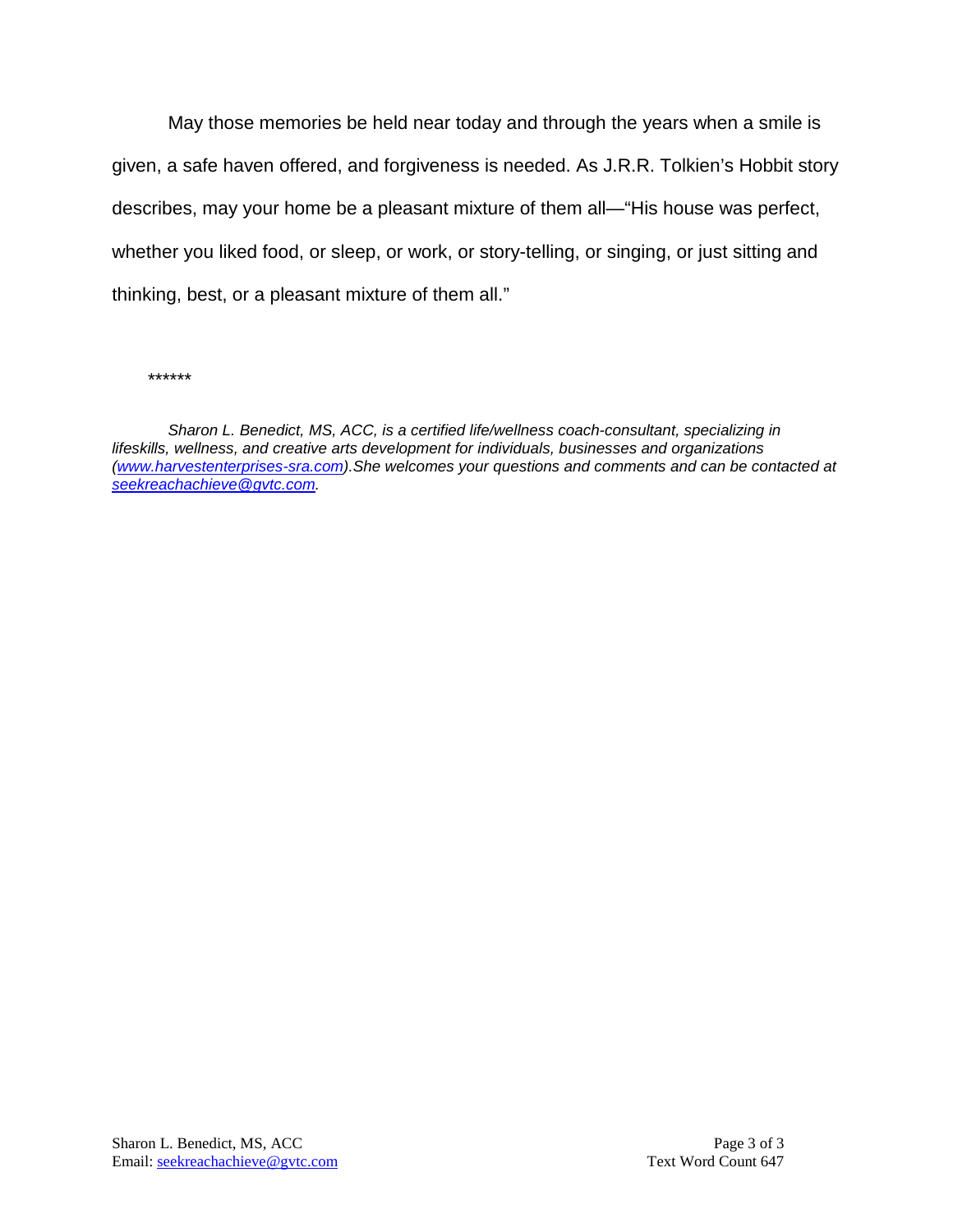May those memories be held near today and through the years when a smile is given, a safe haven offered, and forgiveness is needed. As J.R.R. Tolkien's Hobbit story describes, may your home be a pleasant mixture of them all—"His house was perfect, whether you liked food, or sleep, or work, or story-telling, or singing, or just sitting and thinking, best, or a pleasant mixture of them all."

******

*Sharon L. Benedict, MS, ACC, is a certified life/wellness coach-consultant, specializing in lifeskills, wellness, and creative arts development for individuals, businesses and organizations ([www.harvestenterprises-sra.com](www.harvestenterprises-sra.com)).She welcomes your questions and comments and can be contacted at [seekreachachieve@gvtc.com](mailto:seekreachachieve@gvtc.com).*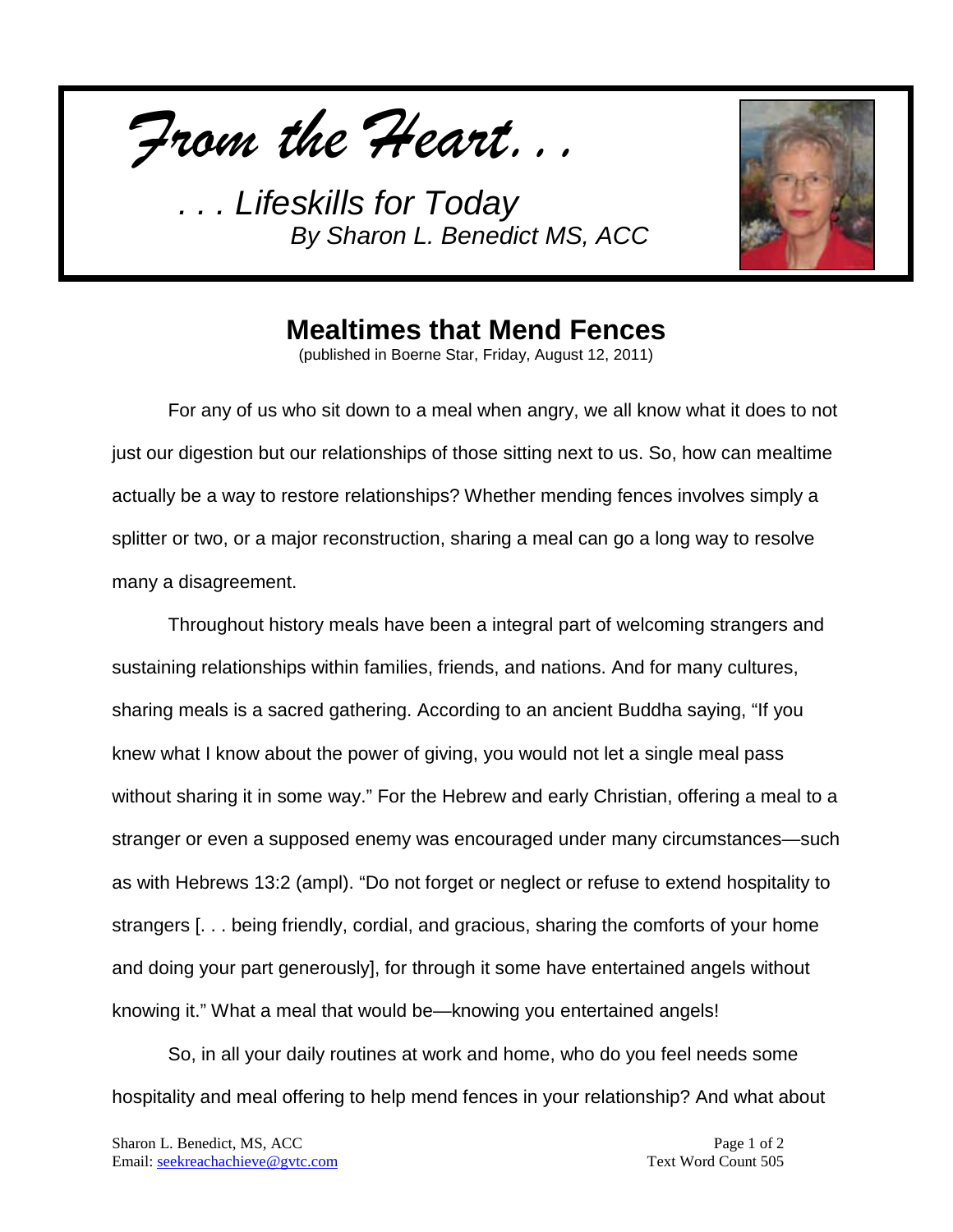*From the Heart. . .*

*. . . Lifeskills for Today*
*By Sharon L. Benedict MS, ACC*

# Mealtimes that Mend Fences

(published in Boerne Star, Friday, August 12, 2011)

For any of us who sit down to a meal when angry, we all know what it does to not just our digestion but our relationships of those sitting next to us. So, how can mealtime actually be a way to restore relationships? Whether mending fences involves simply a splitter or two, or a major reconstruction, sharing a meal can go a long way to resolve many a disagreement.

Throughout history meals have been a integral part of welcoming strangers and sustaining relationships within families, friends, and nations. And for many cultures, sharing meals is a sacred gathering. According to an ancient Buddha saying, "If you knew what I know about the power of giving, you would not let a single meal pass without sharing it in some way." For the Hebrew and early Christian, offering a meal to a stranger or even a supposed enemy was encouraged under many circumstances—such as with Hebrews 13:2 (ampl). "Do not forget or neglect or refuse to extend hospitality to strangers [. . . being friendly, cordial, and gracious, sharing the comforts of your home and doing your part generously], for through it some have entertained angels without knowing it." What a meal that would be—knowing you entertained angels!

So, in all your daily routines at work and home, who do you feel needs some hospitality and meal offering to help mend fences in your relationship? And what about

Sharon L. Benedict, MS, ACC
Email: seekreachachieve@gvtc.com

Text Word Count 505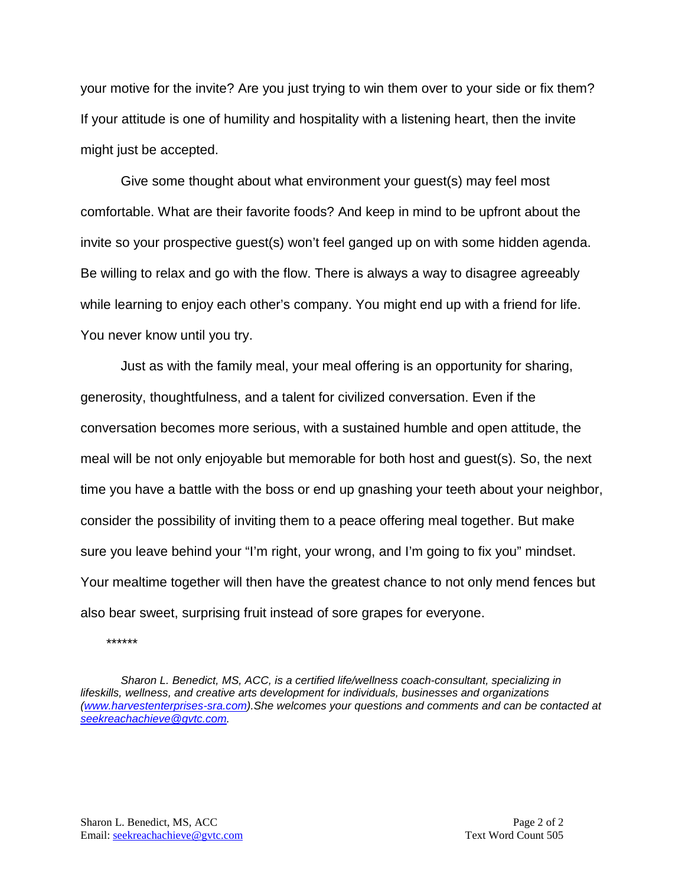your motive for the invite? Are you just trying to win them over to your side or fix them? If your attitude is one of humility and hospitality with a listening heart, then the invite might just be accepted.

Give some thought about what environment your guest(s) may feel most comfortable. What are their favorite foods? And keep in mind to be upfront about the invite so your prospective guest(s) won't feel ganged up on with some hidden agenda. Be willing to relax and go with the flow. There is always a way to disagree agreeably while learning to enjoy each other's company. You might end up with a friend for life. You never know until you try.

Just as with the family meal, your meal offering is an opportunity for sharing, generosity, thoughtfulness, and a talent for civilized conversation. Even if the conversation becomes more serious, with a sustained humble and open attitude, the meal will be not only enjoyable but memorable for both host and guest(s). So, the next time you have a battle with the boss or end up gnashing your teeth about your neighbor, consider the possibility of inviting them to a peace offering meal together. But make sure you leave behind your "I'm right, your wrong, and I'm going to fix you" mindset. Your mealtime together will then have the greatest chance to not only mend fences but also bear sweet, surprising fruit instead of sore grapes for everyone.

******

*Sharon L. Benedict, MS, ACC, is a certified life/wellness coach-consultant, specializing in lifeskills, wellness, and creative arts development for individuals, businesses and organizations ([www.harvestenterprises-sra.com](www.harvestenterprises-sra.com)).She welcomes your questions and comments and can be contacted at [seekreachachieve@gvtc.com](mailto:seekreachachieve@gvtc.com).*

Sharon L. Benedict, MS, ACC
Email: seekreachachieve@gvtc.com

Text Word Count 505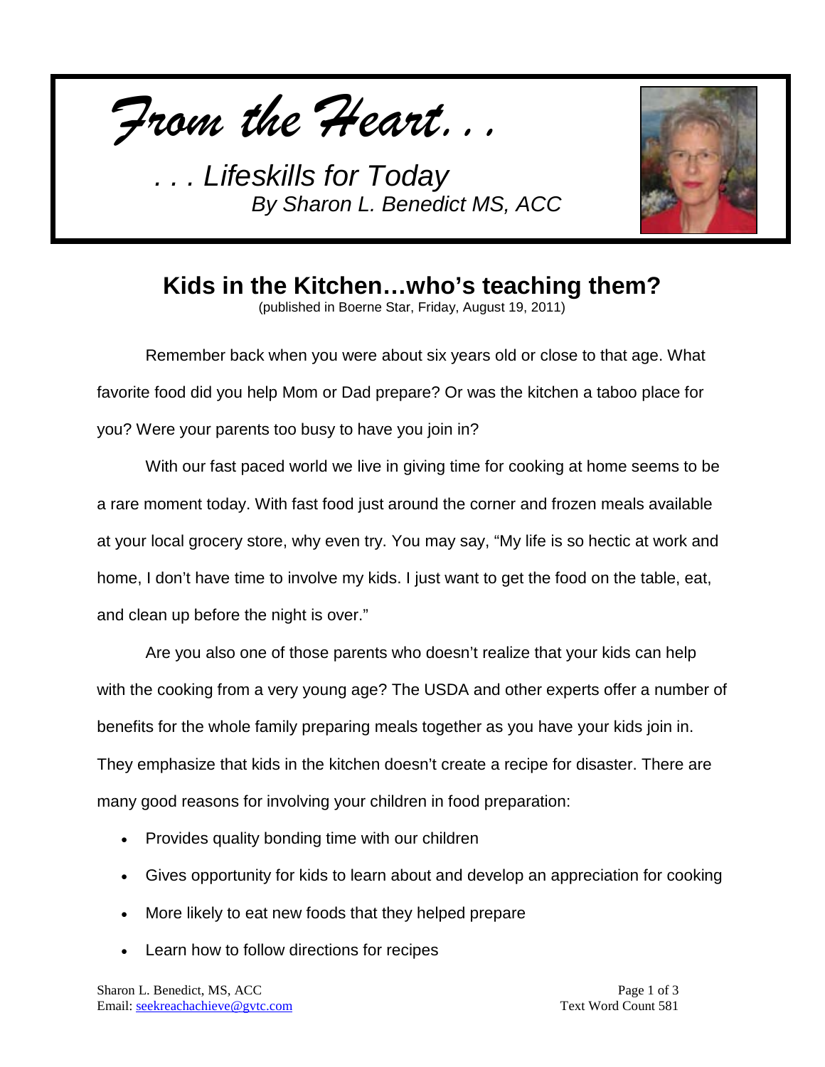*From the Heart…*

*. . . Lifeskills for Today*
*By Sharon L. Benedict MS, ACC*

# Kids in the Kitchen…who's teaching them?

(published in Boerne Star, Friday, August 19, 2011)

Remember back when you were about six years old or close to that age. What favorite food did you help Mom or Dad prepare? Or was the kitchen a taboo place for you? Were your parents too busy to have you join in?

With our fast paced world we live in giving time for cooking at home seems to be a rare moment today. With fast food just around the corner and frozen meals available at your local grocery store, why even try. You may say, "My life is so hectic at work and home, I don't have time to involve my kids. I just want to get the food on the table, eat, and clean up before the night is over."

Are you also one of those parents who doesn't realize that your kids can help with the cooking from a very young age? The USDA and other experts offer a number of benefits for the whole family preparing meals together as you have your kids join in. They emphasize that kids in the kitchen doesn't create a recipe for disaster. There are many good reasons for involving your children in food preparation:

- Provides quality bonding time with our children
- Gives opportunity for kids to learn about and develop an appreciation for cooking
- More likely to eat new foods that they helped prepare
- Learn how to follow directions for recipes

Sharon L. Benedict, MS, ACC
Email: seekreachachieve@gvtc.com

Text Word Count 581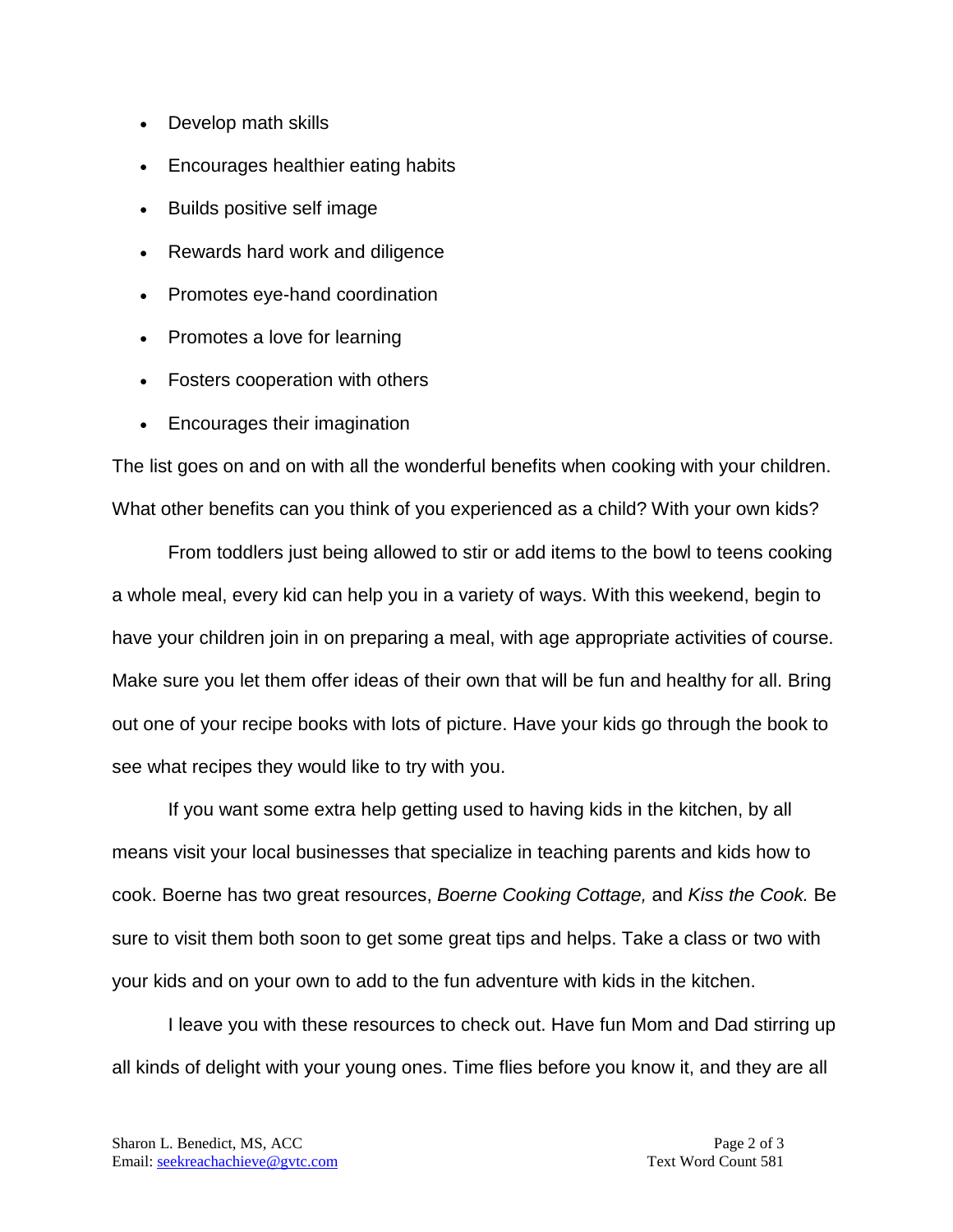- Develop math skills
- Encourages healthier eating habits
- Builds positive self image
- Rewards hard work and diligence
- Promotes eye-hand coordination
- Promotes a love for learning
- Fosters cooperation with others
- Encourages their imagination

The list goes on and on with all the wonderful benefits when cooking with your children. What other benefits can you think of you experienced as a child? With your own kids?

From toddlers just being allowed to stir or add items to the bowl to teens cooking a whole meal, every kid can help you in a variety of ways. With this weekend, begin to have your children join in on preparing a meal, with age appropriate activities of course. Make sure you let them offer ideas of their own that will be fun and healthy for all. Bring out one of your recipe books with lots of picture. Have your kids go through the book to see what recipes they would like to try with you.

If you want some extra help getting used to having kids in the kitchen, by all means visit your local businesses that specialize in teaching parents and kids how to cook. Boerne has two great resources, *Boerne Cooking Cottage,* and *Kiss the Cook.* Be sure to visit them both soon to get some great tips and helps. Take a class or two with your kids and on your own to add to the fun adventure with kids in the kitchen.

I leave you with these resources to check out. Have fun Mom and Dad stirring up all kinds of delight with your young ones. Time flies before you know it, and they are all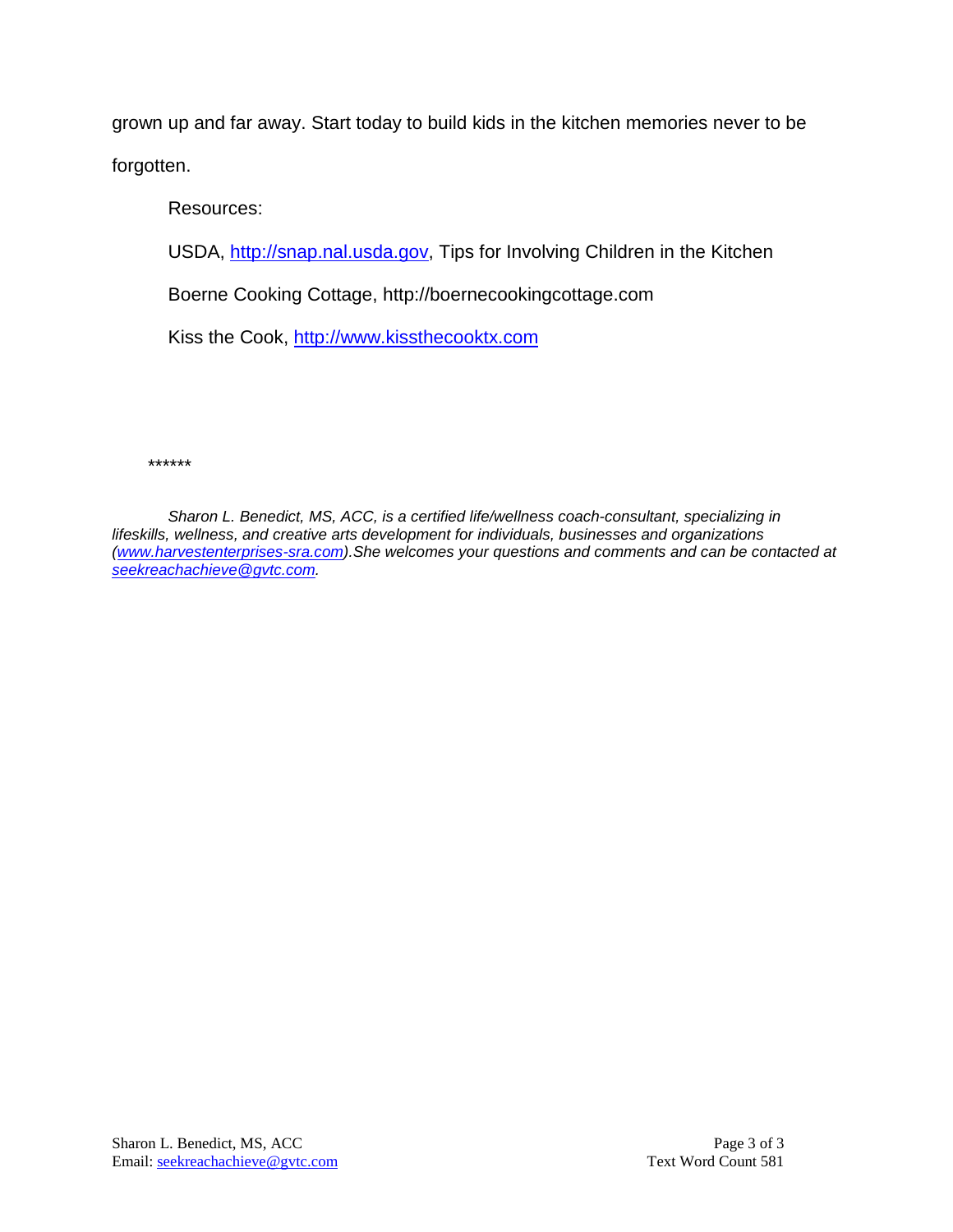grown up and far away. Start today to build kids in the kitchen memories never to be forgotten.

Resources:

USDA, http://snap.nal.usda.gov, Tips for Involving Children in the Kitchen

Boerne Cooking Cottage, http://boernecookingcottage.com

Kiss the Cook, http://www.kissthecooktx.com

******

*Sharon L. Benedict, MS, ACC, is a certified life/wellness coach-consultant, specializing in lifeskills, wellness, and creative arts development for individuals, businesses and organizations (www.harvestenterprises-sra.com).She welcomes your questions and comments and can be contacted at seekreachachieve@gvtc.com.*

Sharon L. Benedict, MS, ACC
Email: seekreachachieve@gvtc.com

Text Word Count 581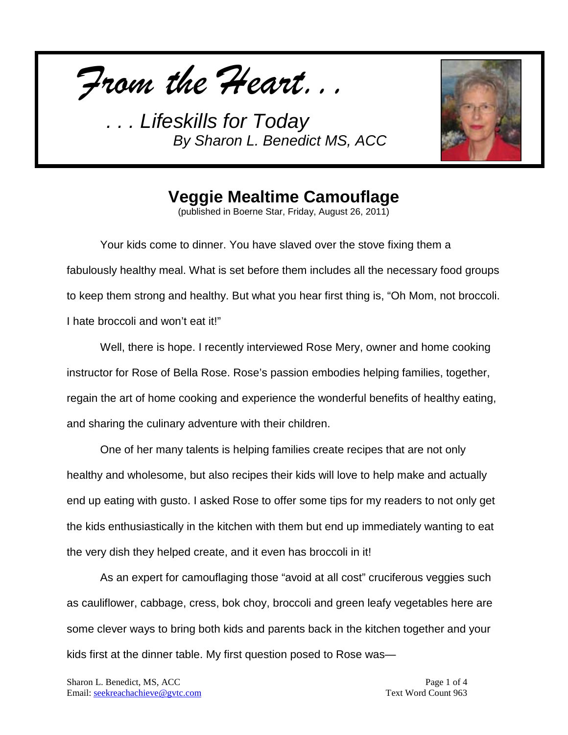*From the Heart. . .*

*. . . Lifeskills for Today*
*By Sharon L. Benedict MS, ACC*

# Veggie Mealtime Camouflage

(published in Boerne Star, Friday, August 26, 2011)

Your kids come to dinner. You have slaved over the stove fixing them a fabulously healthy meal. What is set before them includes all the necessary food groups to keep them strong and healthy. But what you hear first thing is, "Oh Mom, not broccoli. I hate broccoli and won't eat it!"

Well, there is hope. I recently interviewed Rose Mery, owner and home cooking instructor for Rose of Bella Rose. Rose's passion embodies helping families, together, regain the art of home cooking and experience the wonderful benefits of healthy eating, and sharing the culinary adventure with their children.

One of her many talents is helping families create recipes that are not only healthy and wholesome, but also recipes their kids will love to help make and actually end up eating with gusto. I asked Rose to offer some tips for my readers to not only get the kids enthusiastically in the kitchen with them but end up immediately wanting to eat the very dish they helped create, and it even has broccoli in it!

As an expert for camouflaging those "avoid at all cost" cruciferous veggies such as cauliflower, cabbage, cress, bok choy, broccoli and green leafy vegetables here are some clever ways to bring both kids and parents back in the kitchen together and your kids first at the dinner table. My first question posed to Rose was—

Sharon L. Benedict, MS, ACC
Email: seekreachachieve@gvtc.com

Text Word Count 963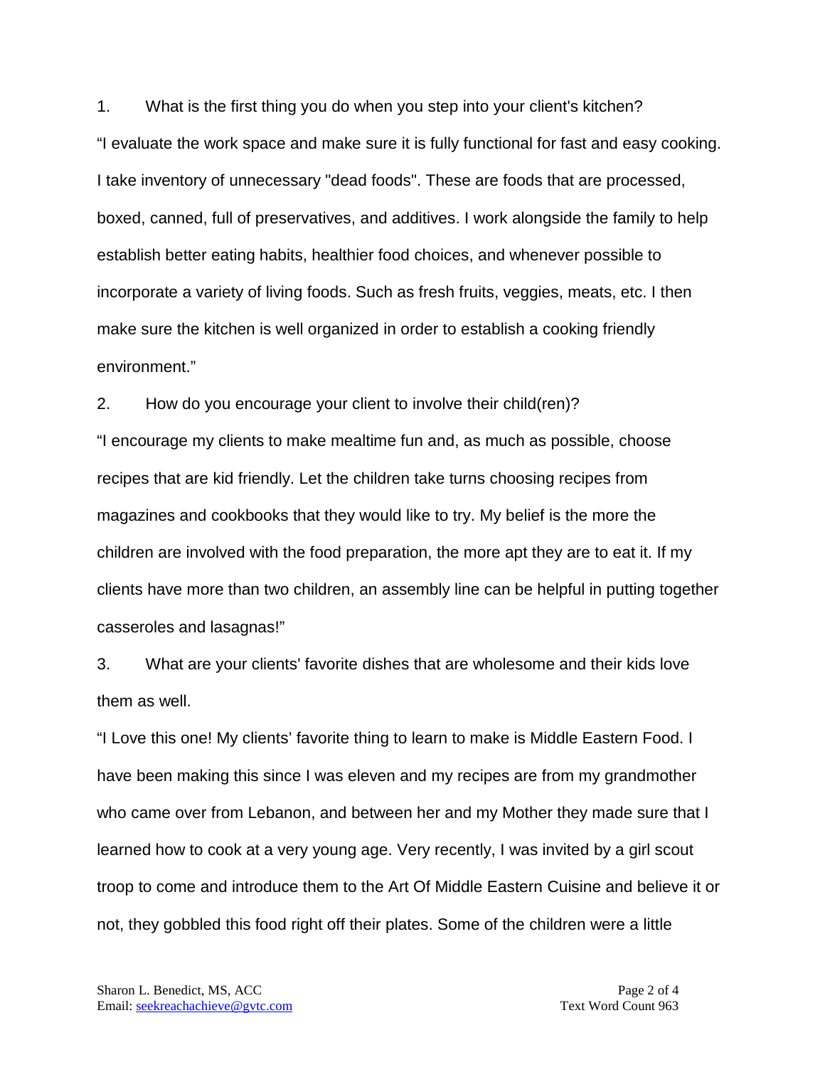1. What is the first thing you do when you step into your client's kitchen?

"I evaluate the work space and make sure it is fully functional for fast and easy cooking. I take inventory of unnecessary "dead foods". These are foods that are processed, boxed, canned, full of preservatives, and additives. I work alongside the family to help establish better eating habits, healthier food choices, and whenever possible to incorporate a variety of living foods. Such as fresh fruits, veggies, meats, etc. I then make sure the kitchen is well organized in order to establish a cooking friendly environment."

2. How do you encourage your client to involve their child(ren)?

"I encourage my clients to make mealtime fun and, as much as possible, choose recipes that are kid friendly. Let the children take turns choosing recipes from magazines and cookbooks that they would like to try. My belief is the more the children are involved with the food preparation, the more apt they are to eat it. If my clients have more than two children, an assembly line can be helpful in putting together casseroles and lasagnas!"

3. What are your clients' favorite dishes that are wholesome and their kids love them as well.

"I Love this one! My clients' favorite thing to learn to make is Middle Eastern Food. I have been making this since I was eleven and my recipes are from my grandmother who came over from Lebanon, and between her and my Mother they made sure that I learned how to cook at a very young age. Very recently, I was invited by a girl scout troop to come and introduce them to the Art Of Middle Eastern Cuisine and believe it or not, they gobbled this food right off their plates. Some of the children were a little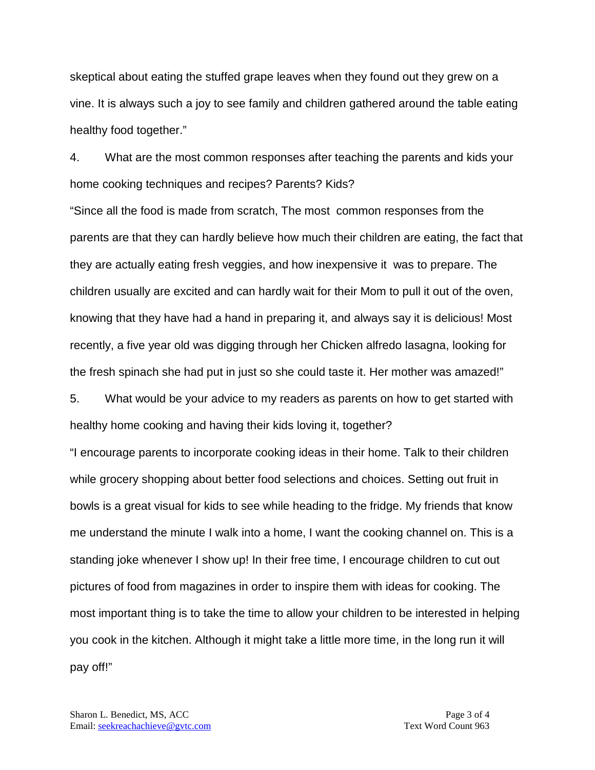skeptical about eating the stuffed grape leaves when they found out they grew on a vine. It is always such a joy to see family and children gathered around the table eating healthy food together."

4. What are the most common responses after teaching the parents and kids your home cooking techniques and recipes? Parents? Kids?

"Since all the food is made from scratch, The most common responses from the parents are that they can hardly believe how much their children are eating, the fact that they are actually eating fresh veggies, and how inexpensive it was to prepare. The children usually are excited and can hardly wait for their Mom to pull it out of the oven, knowing that they have had a hand in preparing it, and always say it is delicious! Most recently, a five year old was digging through her Chicken alfredo lasagna, looking for the fresh spinach she had put in just so she could taste it. Her mother was amazed!"

5. What would be your advice to my readers as parents on how to get started with healthy home cooking and having their kids loving it, together?

"I encourage parents to incorporate cooking ideas in their home. Talk to their children while grocery shopping about better food selections and choices. Setting out fruit in bowls is a great visual for kids to see while heading to the fridge. My friends that know me understand the minute I walk into a home, I want the cooking channel on. This is a standing joke whenever I show up! In their free time, I encourage children to cut out pictures of food from magazines in order to inspire them with ideas for cooking. The most important thing is to take the time to allow your children to be interested in helping you cook in the kitchen. Although it might take a little more time, in the long run it will pay off!"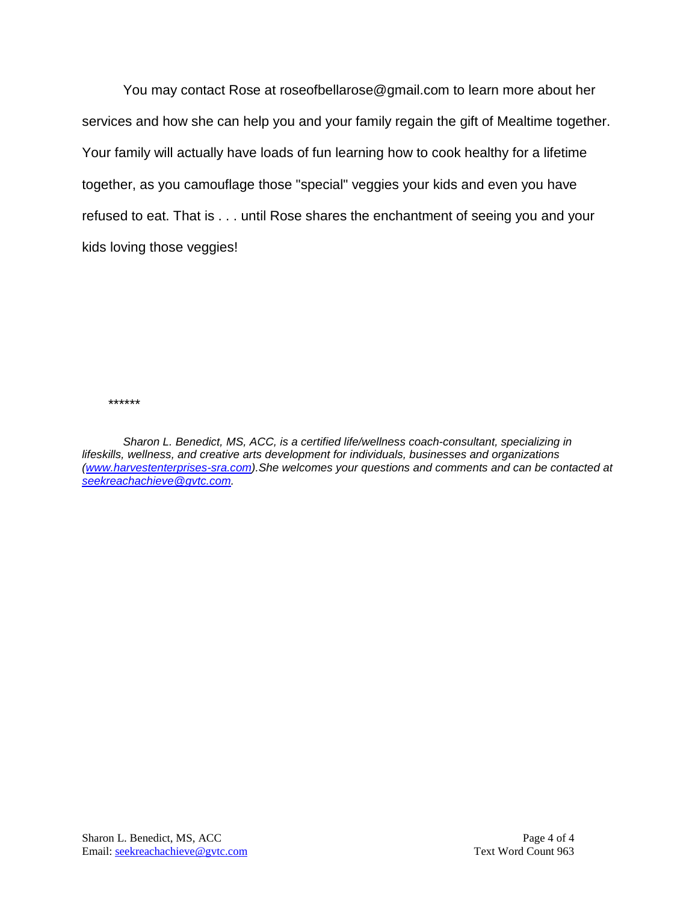You may contact Rose at roseofbellarose@gmail.com to learn more about her services and how she can help you and your family regain the gift of Mealtime together. Your family will actually have loads of fun learning how to cook healthy for a lifetime together, as you camouflage those "special" veggies your kids and even you have refused to eat. That is . . . until Rose shares the enchantment of seeing you and your kids loving those veggies!

******

*Sharon L. Benedict, MS, ACC, is a certified life/wellness coach-consultant, specializing in lifeskills, wellness, and creative arts development for individuals, businesses and organizations ([www.harvestenterprises-sra.com](www.harvestenterprises-sra.com)).She welcomes your questions and comments and can be contacted at [seekreachachieve@gvtc.com](mailto:seekreachachieve@gvtc.com).*